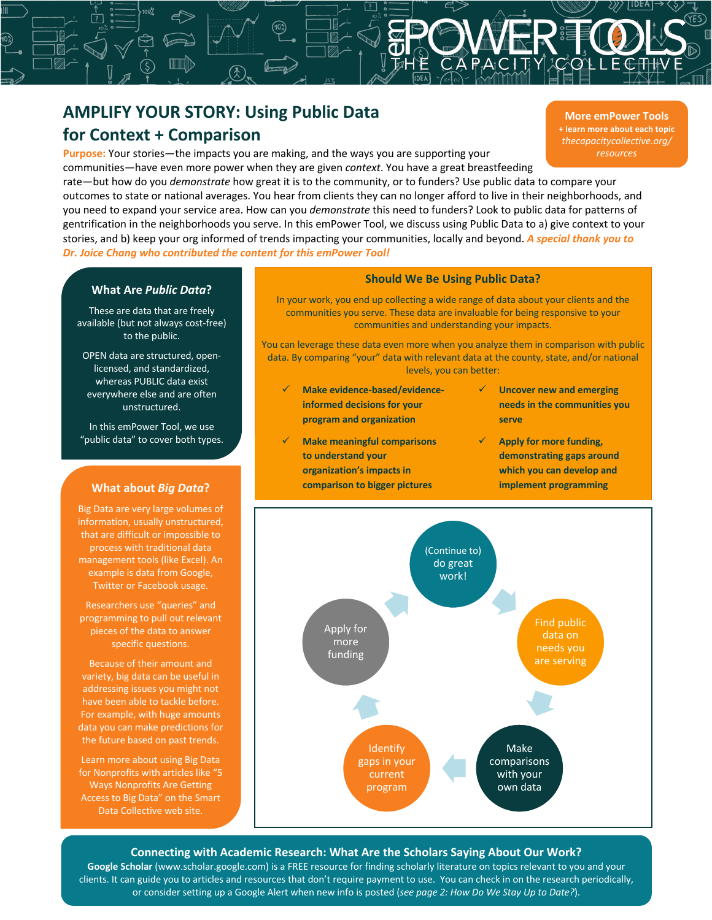# AMPLIFY YOUR STORY: Using Public Data for Context + Comparison

**More emPower Tools**
**+ learn more about each topic**
*thecapacitycollective.org/resources*

**Purpose:** Your stories—the impacts you are making, and the ways you are supporting your communities—have even more power when they are given *context*. You have a great breastfeeding rate—but how do you *demonstrate* how great it is to the community, or to funders? Use public data to compare your outcomes to state or national averages. You hear from clients they can no longer afford to live in their neighborhoods, and you need to expand your service area. How can you *demonstrate* this need to funders? Look to public data for patterns of gentrification in the neighborhoods you serve. In this emPower Tool, we discuss using Public Data to a) give context to your stories, and b) keep your org informed of trends impacting your communities, locally and beyond. ***A special thank you to Dr. Joice Chang who contributed the content for this emPower Tool!***

## What Are *Public Data*?

These are data that are freely available (but not always cost-free) to the public.

OPEN data are structured, open-licensed, and standardized, whereas PUBLIC data exist everywhere else and are often unstructured.

In this emPower Tool, we use "public data" to cover both types.

## What about *Big Data*?

Big Data are very large volumes of information, usually unstructured, that are difficult or impossible to process with traditional data management tools (like Excel). An example is data from Google, Twitter or Facebook usage.

Researchers use "queries" and programming to pull out relevant pieces of the data to answer specific questions.

Because of their amount and variety, big data can be useful in addressing issues you might not have been able to tackle before. For example, with huge amounts data you can make predictions for the future based on past trends.

Learn more about using Big Data for Nonprofits with articles like "5 Ways Nonprofits Are Getting Access to Big Data" on the Smart Data Collective web site.

## Should We Be Using Public Data?

In your work, you end up collecting a wide range of data about your clients and the communities you serve. These data are invaluable for being responsive to your communities and understanding your impacts.

You can leverage these data even more when you analyze them in comparison with public data. By comparing "your" data with relevant data at the county, state, and/or national levels, you can better:

- ✓ **Make evidence-based/evidence-informed decisions for your program and organization**
- ✓ **Make meaningful comparisons to understand your organization's impacts in comparison to bigger pictures**
- ✓ **Uncover new and emerging needs in the communities you serve**
- ✓ **Apply for more funding, demonstrating gaps around which you can develop and implement programming**

(Continue to) do great work! → Find public data on needs you are serving → Make comparisons with your own data → Identify gaps in your current program → Apply for more funding → (Continue to) do great work!

## Connecting with Academic Research: What Are the Scholars Saying About Our Work?

**Google Scholar** (www.scholar.google.com) is a FREE resource for finding scholarly literature on topics relevant to you and your clients. It can guide you to articles and resources that don't require payment to use. You can check in on the research periodically, or consider setting up a Google Alert when new info is posted (*see page 2: How Do We Stay Up to Date?*).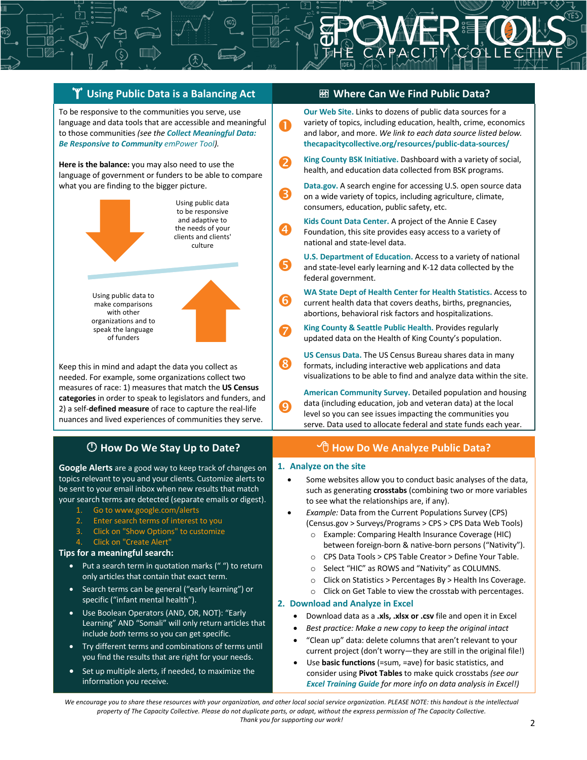## Using Public Data is a Balancing Act

To be responsive to the communities you serve, use language and data tools that are accessible and meaningful to those communities *(see the **Collect Meaningful Data: Be Responsive to Community** emPower Tool).*

**Here is the balance:** you may also need to use the language of government or funders to be able to compare what you are finding to the bigger picture.

Using public data to be responsive and adaptive to the needs of your clients and clients' culture

Using public data to make comparisons with other organizations and to speak the language of funders

Keep this in mind and adapt the data you collect as needed. For example, some organizations collect two measures of race: 1) measures that match the **US Census categories** in order to speak to legislators and funders, and 2) a self-**defined measure** of race to capture the real-life nuances and lived experiences of communities they serve.

## Where Can We Find Public Data?

1. **Our Web Site.** Links to dozens of public data sources for a variety of topics, including education, health, crime, economics and labor, and more. *We link to each data source listed below.* thecapacitycollective.org/resources/public-data-sources/
2. **King County BSK Initiative.** Dashboard with a variety of social, health, and education data collected from BSK programs.
3. **Data.gov.** A search engine for accessing U.S. open source data on a wide variety of topics, including agriculture, climate, consumers, education, public safety, etc.
4. **Kids Count Data Center.** A project of the Annie E Casey Foundation, this site provides easy access to a variety of national and state-level data.
5. **U.S. Department of Education.** Access to a variety of national and state-level early learning and K-12 data collected by the federal government.
6. **WA State Dept of Health Center for Health Statistics.** Access to current health data that covers deaths, births, pregnancies, abortions, behavioral risk factors and hospitalizations.
7. **King County & Seattle Public Health.** Provides regularly updated data on the Health of King County's population.
8. **US Census Data.** The US Census Bureau shares data in many formats, including interactive web applications and data visualizations to be able to find and analyze data within the site.
9. **American Community Survey.** Detailed population and housing data (including education, job and veteran data) at the local level so you can see issues impacting the communities you serve. Data used to allocate federal and state funds each year.

## How Do We Stay Up to Date?

**Google Alerts** are a good way to keep track of changes on topics relevant to you and your clients. Customize alerts to be sent to your email inbox when new results that match your search terms are detected (separate emails or digest).

1. Go to www.google.com/alerts
2. Enter search terms of interest to you
3. Click on "Show Options" to customize
4. Click on "Create Alert"

**Tips for a meaningful search:**

- Put a search term in quotation marks (" ") to return only articles that contain that exact term.
- Search terms can be general ("early learning") or specific ("infant mental health").
- Use Boolean Operators (AND, OR, NOT): "Early Learning" AND "Somali" will only return articles that include *both* terms so you can get specific.
- Try different terms and combinations of terms until you find the results that are right for your needs.
- Set up multiple alerts, if needed, to maximize the information you receive.

## How Do We Analyze Public Data?

### 1. Analyze on the site

- Some websites allow you to conduct basic analyses of the data, such as generating **crosstabs** (combining two or more variables to see what the relationships are, if any).
- *Example:* Data from the Current Populations Survey (CPS) (Census.gov > Surveys/Programs > CPS > CPS Data Web Tools)
  - Example: Comparing Health Insurance Coverage (HIC) between foreign-born & native-born persons ("Nativity").
  - CPS Data Tools > CPS Table Creator > Define Your Table.
  - Select "HIC" as ROWS and "Nativity" as COLUMNS.
  - Click on Statistics > Percentages By > Health Ins Coverage.
  - Click on Get Table to view the crosstab with percentages.

### 2. Download and Analyze in Excel

- Download data as a **.xls, .xlsx or .csv** file and open it in Excel
- *Best practice: Make a new copy to keep the original intact*
- "Clean up" data: delete columns that aren't relevant to your current project (don't worry—they are still in the original file!)
- Use **basic functions** (=sum, =ave) for basic statistics, and consider using **Pivot Tables** to make quick crosstabs *(see our **Excel Training Guide** for more info on data analysis in Excel!)*

*We encourage you to share these resources with your organization, and other local social service organization. PLEASE NOTE: this handout is the intellectual property of The Capacity Collective. Please do not duplicate parts, or adapt, without the express permission of The Capacity Collective. Thank you for supporting our work!*